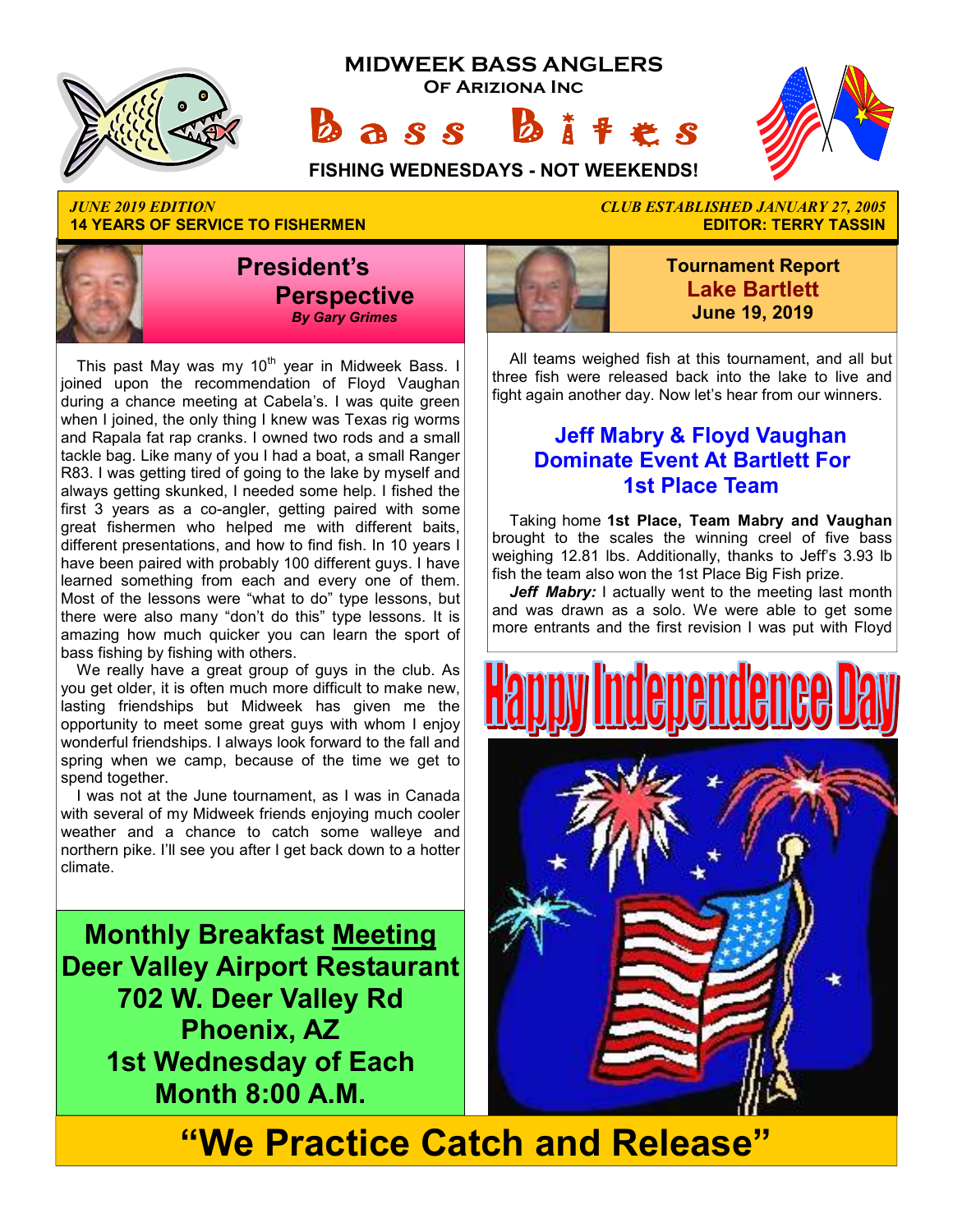# MIDWEEK BASS ANGLERS
## Of Ariziona Inc
# Bass Bites

**FISHING WEDNESDAYS - NOT WEEKENDS!**

*JUNE 2019 EDITION*
**14 YEARS OF SERVICE TO FISHERMEN**

*CLUB ESTABLISHED JANUARY 27, 2005*
**EDITOR: TERRY TASSIN**

## President's Perspective
***By Gary Grimes***

This past May was my 10th year in Midweek Bass. I joined upon the recommendation of Floyd Vaughan during a chance meeting at Cabela's. I was quite green when I joined, the only thing I knew was Texas rig worms and Rapala fat rap cranks. I owned two rods and a small tackle bag. Like many of you I had a boat, a small Ranger R83. I was getting tired of going to the lake by myself and always getting skunked, I needed some help. I fished the first 3 years as a co-angler, getting paired with some great fishermen who helped me with different baits, different presentations, and how to find fish. In 10 years I have been paired with probably 100 different guys. I have learned something from each and every one of them. Most of the lessons were "what to do" type lessons, but there were also many "don't do this" type lessons. It is amazing how much quicker you can learn the sport of bass fishing by fishing with others.

We really have a great group of guys in the club. As you get older, it is often much more difficult to make new, lasting friendships but Midweek has given me the opportunity to meet some great guys with whom I enjoy wonderful friendships. I always look forward to the fall and spring when we camp, because of the time we get to spend together.

I was not at the June tournament, as I was in Canada with several of my Midweek friends enjoying much cooler weather and a chance to catch some walleye and northern pike. I'll see you after I get back down to a hotter climate.

**Monthly Breakfast Meeting**
**Deer Valley Airport Restaurant**
**702 W. Deer Valley Rd**
**Phoenix, AZ**
**1st Wednesday of Each Month 8:00 A.M.**

## Tournament Report
## Lake Bartlett
**June 19, 2019**

All teams weighed fish at this tournament, and all but three fish were released back into the lake to live and fight again another day. Now let's hear from our winners.

### Jeff Mabry & Floyd Vaughan Dominate Event At Bartlett For 1st Place Team

Taking home **1st Place, Team Mabry and Vaughan** brought to the scales the winning creel of five bass weighing 12.81 lbs. Additionally, thanks to Jeff's 3.93 lb fish the team also won the 1st Place Big Fish prize.

***Jeff Mabry:*** I actually went to the meeting last month and was drawn as a solo. We were able to get some more entrants and the first revision I was put with Floyd

**Happy Independence Day**

# "We Practice Catch and Release"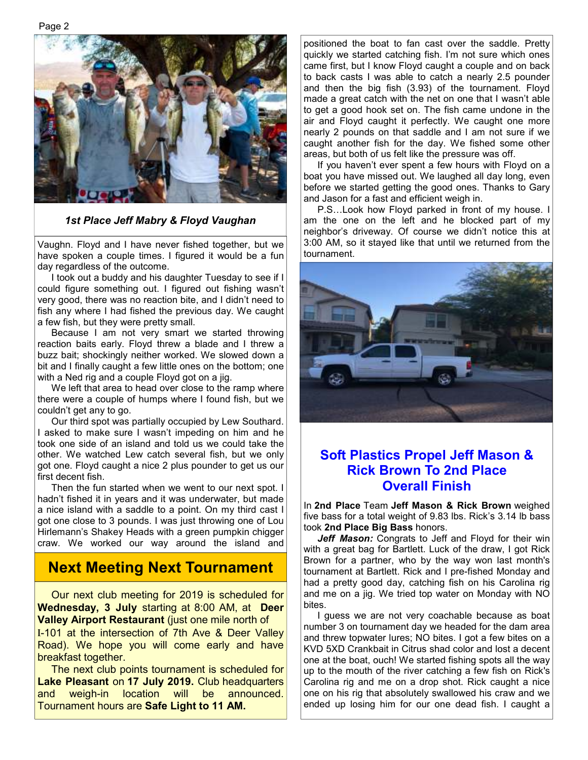*1st Place Jeff Mabry & Floyd Vaughan*

Vaughn. Floyd and I have never fished together, but we have spoken a couple times. I figured it would be a fun day regardless of the outcome.

I took out a buddy and his daughter Tuesday to see if I could figure something out. I figured out fishing wasn't very good, there was no reaction bite, and I didn't need to fish any where I had fished the previous day. We caught a few fish, but they were pretty small.

Because I am not very smart we started throwing reaction baits early. Floyd threw a blade and I threw a buzz bait; shockingly neither worked. We slowed down a bit and I finally caught a few little ones on the bottom; one with a Ned rig and a couple Floyd got on a jig.

We left that area to head over close to the ramp where there were a couple of humps where I found fish, but we couldn't get any to go.

Our third spot was partially occupied by Lew Southard. I asked to make sure I wasn't impeding on him and he took one side of an island and told us we could take the other. We watched Lew catch several fish, but we only got one. Floyd caught a nice 2 plus pounder to get us our first decent fish.

Then the fun started when we went to our next spot. I hadn't fished it in years and it was underwater, but made a nice island with a saddle to a point. On my third cast I got one close to 3 pounds. I was just throwing one of Lou Hirlemann's Shakey Heads with a green pumpkin chigger craw. We worked our way around the island and positioned the boat to fan cast over the saddle. Pretty quickly we started catching fish. I'm not sure which ones came first, but I know Floyd caught a couple and on back to back casts I was able to catch a nearly 2.5 pounder and then the big fish (3.93) of the tournament. Floyd made a great catch with the net on one that I wasn't able to get a good hook set on. The fish came undone in the air and Floyd caught it perfectly. We caught one more nearly 2 pounds on that saddle and I am not sure if we caught another fish for the day. We fished some other areas, but both of us felt like the pressure was off.

If you haven't ever spent a few hours with Floyd on a boat you have missed out. We laughed all day long, even before we started getting the good ones. Thanks to Gary and Jason for a fast and efficient weigh in.

P.S…Look how Floyd parked in front of my house. I am the one on the left and he blocked part of my neighbor's driveway. Of course we didn't notice this at 3:00 AM, so it stayed like that until we returned from the tournament.

## Next Meeting Next Tournament

Our next club meeting for 2019 is scheduled for **Wednesday, 3 July** starting at 8:00 AM, at **Deer Valley Airport Restaurant** (just one mile north of I-101 at the intersection of 7th Ave & Deer Valley Road). We hope you will come early and have breakfast together.

The next club points tournament is scheduled for **Lake Pleasant** on **17 July 2019.** Club headquarters and weigh-in location will be announced. Tournament hours are **Safe Light to 11 AM.**

## Soft Plastics Propel Jeff Mason & Rick Brown To 2nd Place Overall Finish

In **2nd Place** Team **Jeff Mason & Rick Brown** weighed five bass for a total weight of 9.83 lbs. Rick's 3.14 lb bass took **2nd Place Big Bass** honors.

***Jeff Mason:*** Congrats to Jeff and Floyd for their win with a great bag for Bartlett. Luck of the draw, I got Rick Brown for a partner, who by the way won last month's tournament at Bartlett. Rick and I pre-fished Monday and had a pretty good day, catching fish on his Carolina rig and me on a jig. We tried top water on Monday with NO bites.

I guess we are not very coachable because as boat number 3 on tournament day we headed for the dam area and threw topwater lures; NO bites. I got a few bites on a KVD 5XD Crankbait in Citrus shad color and lost a decent one at the boat, ouch! We started fishing spots all the way up to the mouth of the river catching a few fish on Rick's Carolina rig and me on a drop shot. Rick caught a nice one on his rig that absolutely swallowed his craw and we ended up losing him for our one dead fish. I caught a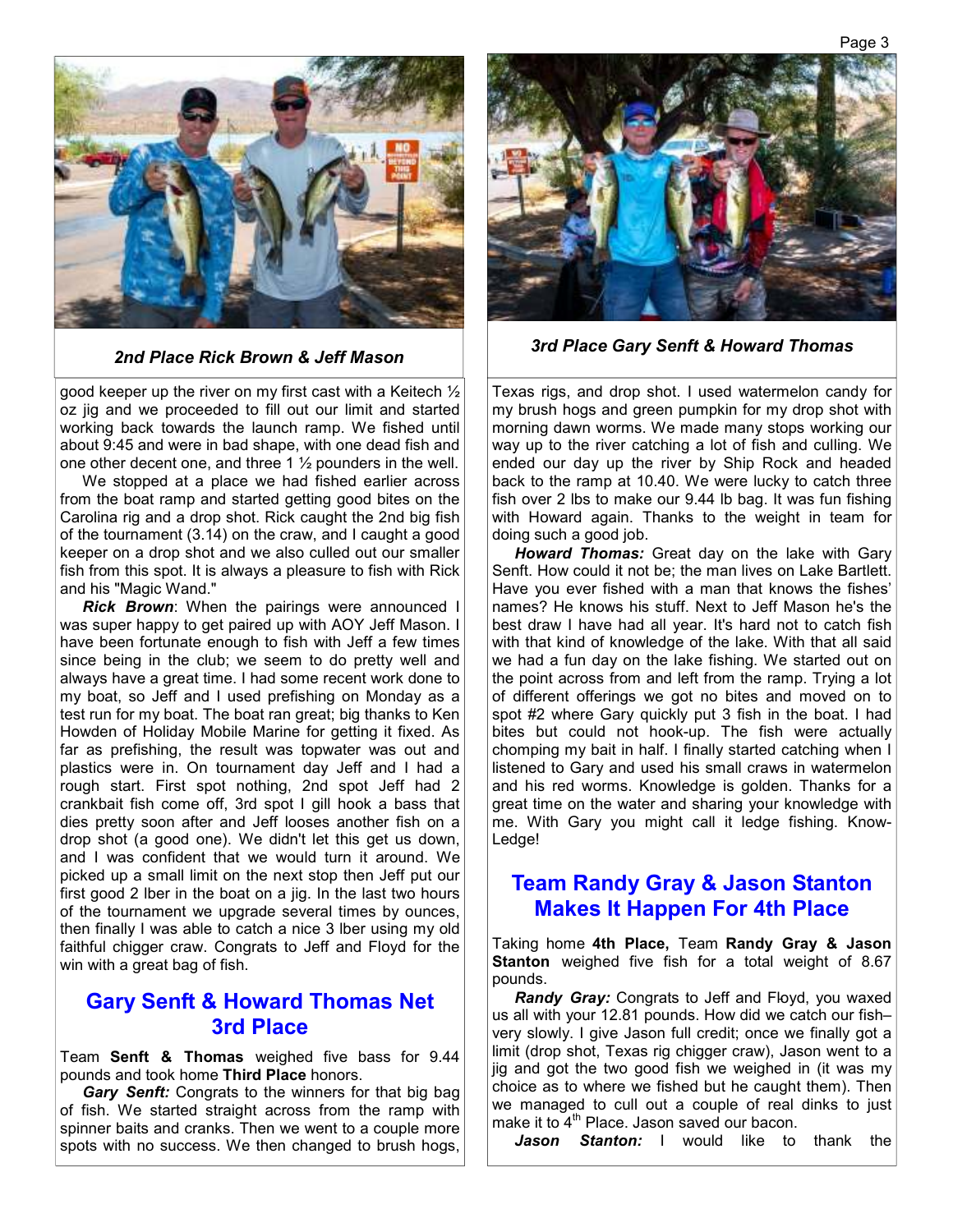*2nd Place Rick Brown & Jeff Mason*

good keeper up the river on my first cast with a Keitech ½ oz jig and we proceeded to fill out our limit and started working back towards the launch ramp. We fished until about 9:45 and were in bad shape, with one dead fish and one other decent one, and three 1 ½ pounders in the well.

We stopped at a place we had fished earlier across from the boat ramp and started getting good bites on the Carolina rig and a drop shot. Rick caught the 2nd big fish of the tournament (3.14) on the craw, and I caught a good keeper on a drop shot and we also culled out our smaller fish from this spot. It is always a pleasure to fish with Rick and his "Magic Wand."

***Rick Brown***: When the pairings were announced I was super happy to get paired up with AOY Jeff Mason. I have been fortunate enough to fish with Jeff a few times since being in the club; we seem to do pretty well and always have a great time. I had some recent work done to my boat, so Jeff and I used prefishing on Monday as a test run for my boat. The boat ran great; big thanks to Ken Howden of Holiday Mobile Marine for getting it fixed. As far as prefishing, the result was topwater was out and plastics were in. On tournament day Jeff and I had a rough start. First spot nothing, 2nd spot Jeff had 2 crankbait fish come off, 3rd spot I gill hook a bass that dies pretty soon after and Jeff looses another fish on a drop shot (a good one). We didn't let this get us down, and I was confident that we would turn it around. We picked up a small limit on the next stop then Jeff put our first good 2 lber in the boat on a jig. In the last two hours of the tournament we upgrade several times by ounces, then finally I was able to catch a nice 3 lber using my old faithful chigger craw. Congrats to Jeff and Floyd for the win with a great bag of fish.

## Gary Senft & Howard Thomas Net 3rd Place

Team **Senft & Thomas** weighed five bass for 9.44 pounds and took home **Third Place** honors.

***Gary Senft:*** Congrats to the winners for that big bag of fish. We started straight across from the ramp with spinner baits and cranks. Then we went to a couple more spots with no success. We then changed to brush hogs, Texas rigs, and drop shot. I used watermelon candy for my brush hogs and green pumpkin for my drop shot with morning dawn worms. We made many stops working our way up to the river catching a lot of fish and culling. We ended our day up the river by Ship Rock and headed back to the ramp at 10.40. We were lucky to catch three fish over 2 lbs to make our 9.44 lb bag. It was fun fishing with Howard again. Thanks to the weight in team for doing such a good job.

*3rd Place Gary Senft & Howard Thomas*

***Howard Thomas:*** Great day on the lake with Gary Senft. How could it not be; the man lives on Lake Bartlett. Have you ever fished with a man that knows the fishes' names? He knows his stuff. Next to Jeff Mason he's the best draw I have had all year. It's hard not to catch fish with that kind of knowledge of the lake. With that all said we had a fun day on the lake fishing. We started out on the point across from and left from the ramp. Trying a lot of different offerings we got no bites and moved on to spot #2 where Gary quickly put 3 fish in the boat. I had bites but could not hook-up. The fish were actually chomping my bait in half. I finally started catching when I listened to Gary and used his small craws in watermelon and his red worms. Knowledge is golden. Thanks for a great time on the water and sharing your knowledge with me. With Gary you might call it ledge fishing. Know-Ledge!

## Team Randy Gray & Jason Stanton Makes It Happen For 4th Place

Taking home **4th Place,** Team **Randy Gray & Jason Stanton** weighed five fish for a total weight of 8.67 pounds.

***Randy Gray:*** Congrats to Jeff and Floyd, you waxed us all with your 12.81 pounds. How did we catch our fish– very slowly. I give Jason full credit; once we finally got a limit (drop shot, Texas rig chigger craw), Jason went to a jig and got the two good fish we weighed in (it was my choice as to where we fished but he caught them). Then we managed to cull out a couple of real dinks to just make it to 4th Place. Jason saved our bacon.

***Jason Stanton:*** I would like to thank the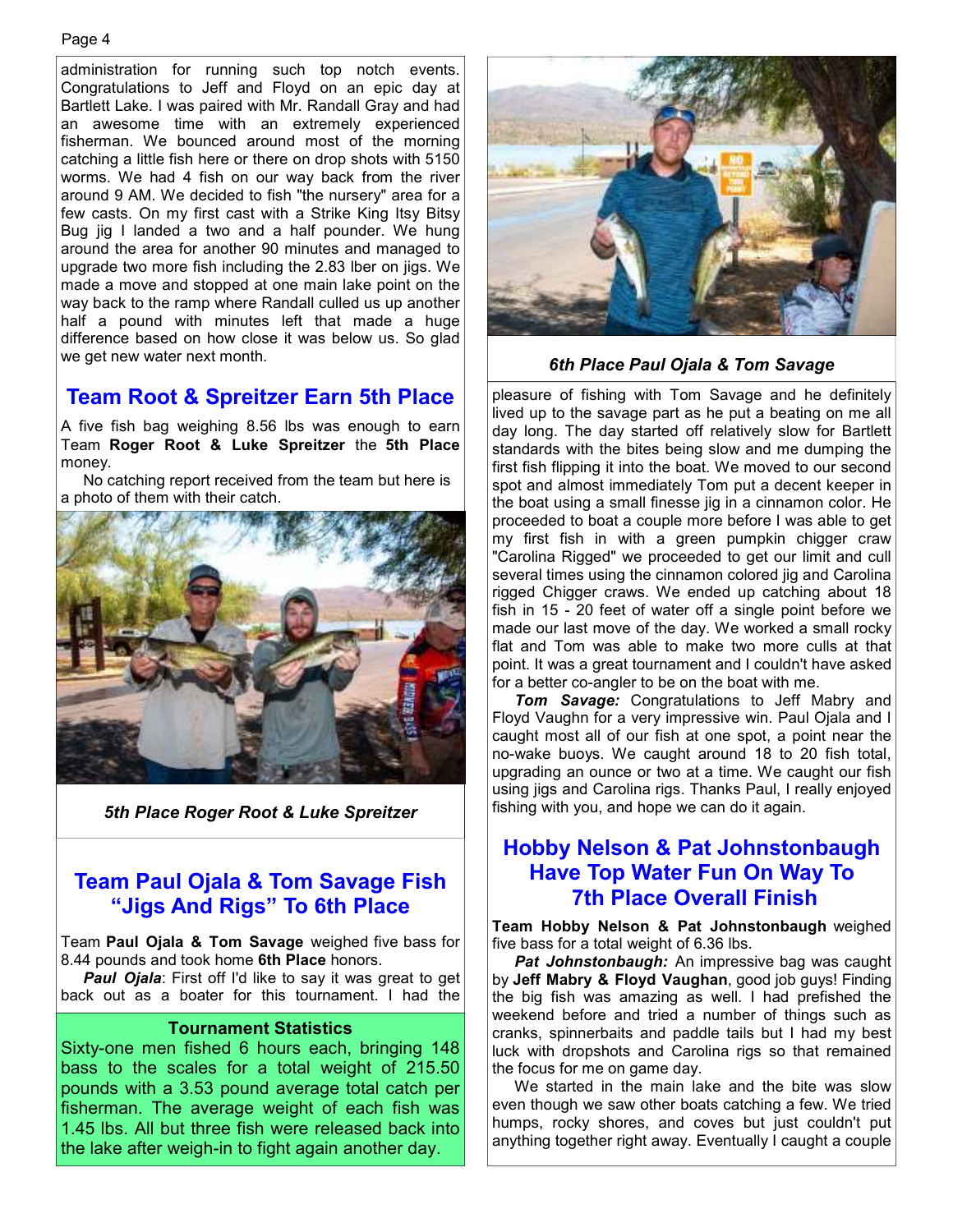administration for running such top notch events. Congratulations to Jeff and Floyd on an epic day at Bartlett Lake. I was paired with Mr. Randall Gray and had an awesome time with an extremely experienced fisherman. We bounced around most of the morning catching a little fish here or there on drop shots with 5150 worms. We had 4 fish on our way back from the river around 9 AM. We decided to fish "the nursery" area for a few casts. On my first cast with a Strike King Itsy Bitsy Bug jig I landed a two and a half pounder. We hung around the area for another 90 minutes and managed to upgrade two more fish including the 2.83 lber on jigs. We made a move and stopped at one main lake point on the way back to the ramp where Randall culled us up another half a pound with minutes left that made a huge difference based on how close it was below us. So glad we get new water next month.

## Team Root & Spreitzer Earn 5th Place

A five fish bag weighing 8.56 lbs was enough to earn Team **Roger Root & Luke Spreitzer** the **5th Place** money.

No catching report received from the team but here is a photo of them with their catch.

*5th Place Roger Root & Luke Spreitzer*

## Team Paul Ojala & Tom Savage Fish "Jigs And Rigs" To 6th Place

Team **Paul Ojala & Tom Savage** weighed five bass for 8.44 pounds and took home **6th Place** honors.

***Paul Ojala***: First off I'd like to say it was great to get back out as a boater for this tournament. I had the pleasure of fishing with Tom Savage and he definitely lived up to the savage part as he put a beating on me all day long. The day started off relatively slow for Bartlett standards with the bites being slow and me dumping the first fish flipping it into the boat. We moved to our second spot and almost immediately Tom put a decent keeper in the boat using a small finesse jig in a cinnamon color. He proceeded to boat a couple more before I was able to get my first fish in with a green pumpkin chigger craw "Carolina Rigged" we proceeded to get our limit and cull several times using the cinnamon colored jig and Carolina rigged Chigger craws. We ended up catching about 18 fish in 15 - 20 feet of water off a single point before we made our last move of the day. We worked a small rocky flat and Tom was able to make two more culls at that point. It was a great tournament and I couldn't have asked for a better co-angler to be on the boat with me.

***Tom Savage:*** Congratulations to Jeff Mabry and Floyd Vaughn for a very impressive win. Paul Ojala and I caught most all of our fish at one spot, a point near the no-wake buoys. We caught around 18 to 20 fish total, upgrading an ounce or two at a time. We caught our fish using jigs and Carolina rigs. Thanks Paul, I really enjoyed fishing with you, and hope we can do it again.

*6th Place Paul Ojala & Tom Savage*

**Tournament Statistics**

Sixty-one men fished 6 hours each, bringing 148 bass to the scales for a total weight of 215.50 pounds with a 3.53 pound average total catch per fisherman. The average weight of each fish was 1.45 lbs. All but three fish were released back into the lake after weigh-in to fight again another day.

## Hobby Nelson & Pat Johnstonbaugh Have Top Water Fun On Way To 7th Place Overall Finish

**Team Hobby Nelson & Pat Johnstonbaugh** weighed five bass for a total weight of 6.36 lbs.

***Pat Johnstonbaugh:*** An impressive bag was caught by **Jeff Mabry & Floyd Vaughan**, good job guys! Finding the big fish was amazing as well. I had prefished the weekend before and tried a number of things such as cranks, spinnerbaits and paddle tails but I had my best luck with dropshots and Carolina rigs so that remained the focus for me on game day.

We started in the main lake and the bite was slow even though we saw other boats catching a few. We tried humps, rocky shores, and coves but just couldn't put anything together right away. Eventually I caught a couple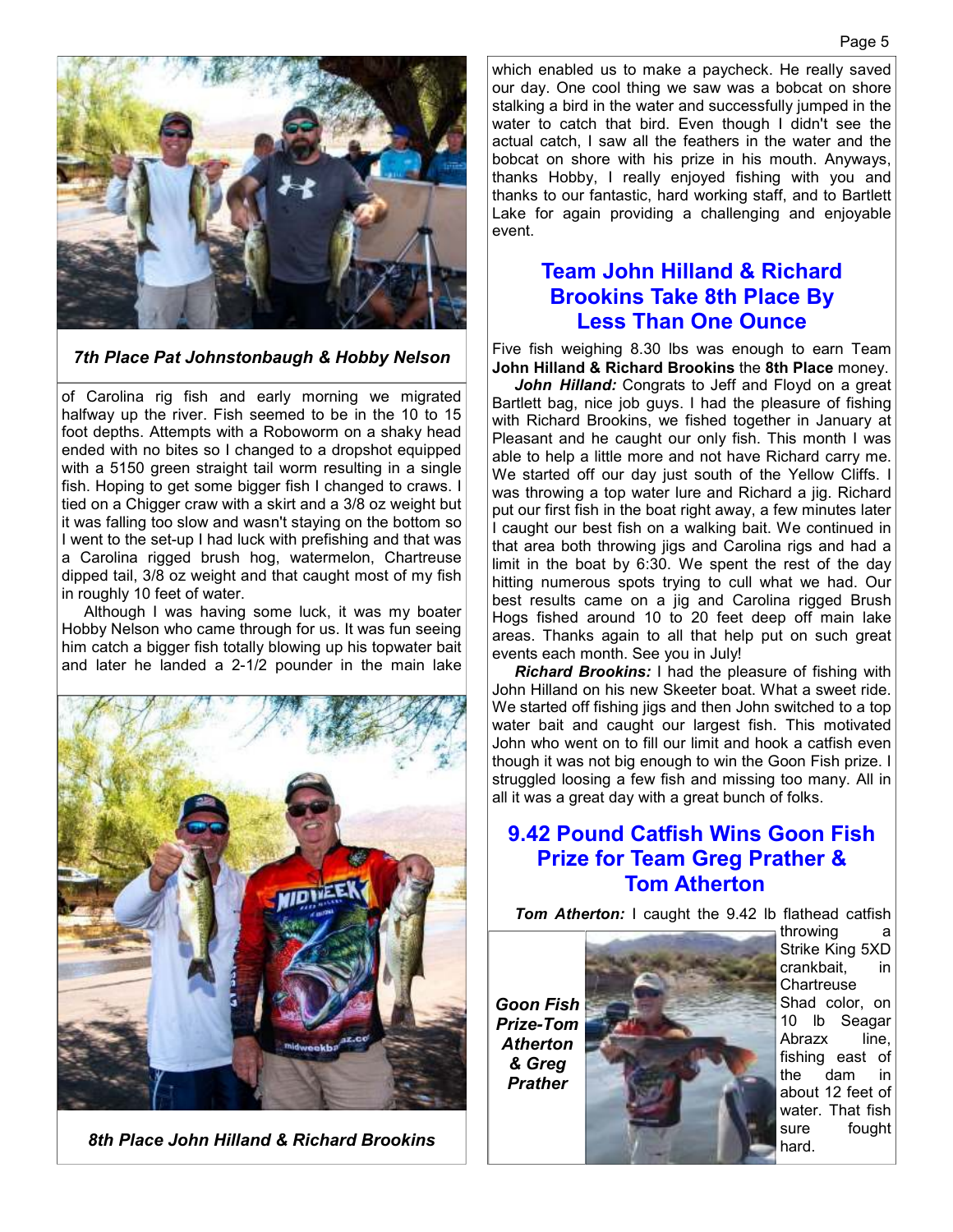*7th Place Pat Johnstonbaugh & Hobby Nelson*

of Carolina rig fish and early morning we migrated halfway up the river. Fish seemed to be in the 10 to 15 foot depths. Attempts with a Roboworm on a shaky head ended with no bites so I changed to a dropshot equipped with a 5150 green straight tail worm resulting in a single fish. Hoping to get some bigger fish I changed to craws. I tied on a Chigger craw with a skirt and a 3/8 oz weight but it was falling too slow and wasn't staying on the bottom so I went to the set-up I had luck with prefishing and that was a Carolina rigged brush hog, watermelon, Chartreuse dipped tail, 3/8 oz weight and that caught most of my fish in roughly 10 feet of water.

Although I was having some luck, it was my boater Hobby Nelson who came through for us. It was fun seeing him catch a bigger fish totally blowing up his topwater bait and later he landed a 2-1/2 pounder in the main lake which enabled us to make a paycheck. He really saved our day. One cool thing we saw was a bobcat on shore stalking a bird in the water and successfully jumped in the water to catch that bird. Even though I didn't see the actual catch, I saw all the feathers in the water and the bobcat on shore with his prize in his mouth. Anyways, thanks Hobby, I really enjoyed fishing with you and thanks to our fantastic, hard working staff, and to Bartlett Lake for again providing a challenging and enjoyable event.

*8th Place John Hilland & Richard Brookins*

## Team John Hilland & Richard Brookins Take 8th Place By Less Than One Ounce

Five fish weighing 8.30 lbs was enough to earn Team **John Hilland & Richard Brookins** the **8th Place** money.

***John Hilland:*** Congrats to Jeff and Floyd on a great Bartlett bag, nice job guys. I had the pleasure of fishing with Richard Brookins, we fished together in January at Pleasant and he caught our only fish. This month I was able to help a little more and not have Richard carry me. We started off our day just south of the Yellow Cliffs. I was throwing a top water lure and Richard a jig. Richard put our first fish in the boat right away, a few minutes later I caught our best fish on a walking bait. We continued in that area both throwing jigs and Carolina rigs and had a limit in the boat by 6:30. We spent the rest of the day hitting numerous spots trying to cull what we had. Our best results came on a jig and Carolina rigged Brush Hogs fished around 10 to 20 feet deep off main lake areas. Thanks again to all that help put on such great events each month. See you in July!

***Richard Brookins:*** I had the pleasure of fishing with John Hilland on his new Skeeter boat. What a sweet ride. We started off fishing jigs and then John switched to a top water bait and caught our largest fish. This motivated John who went on to fill our limit and hook a catfish even though it was not big enough to win the Goon Fish prize. I struggled loosing a few fish and missing too many. All in all it was a great day with a great bunch of folks.

## 9.42 Pound Catfish Wins Goon Fish Prize for Team Greg Prather & Tom Atherton

***Tom Atherton:*** I caught the 9.42 lb flathead catfish throwing a Strike King 5XD crankbait, in Chartreuse Shad color, on 10 lb Seagar Abrazx line, fishing east of the dam in about 12 feet of water. That fish sure fought hard.

*Goon Fish Prize-Tom Atherton & Greg Prather*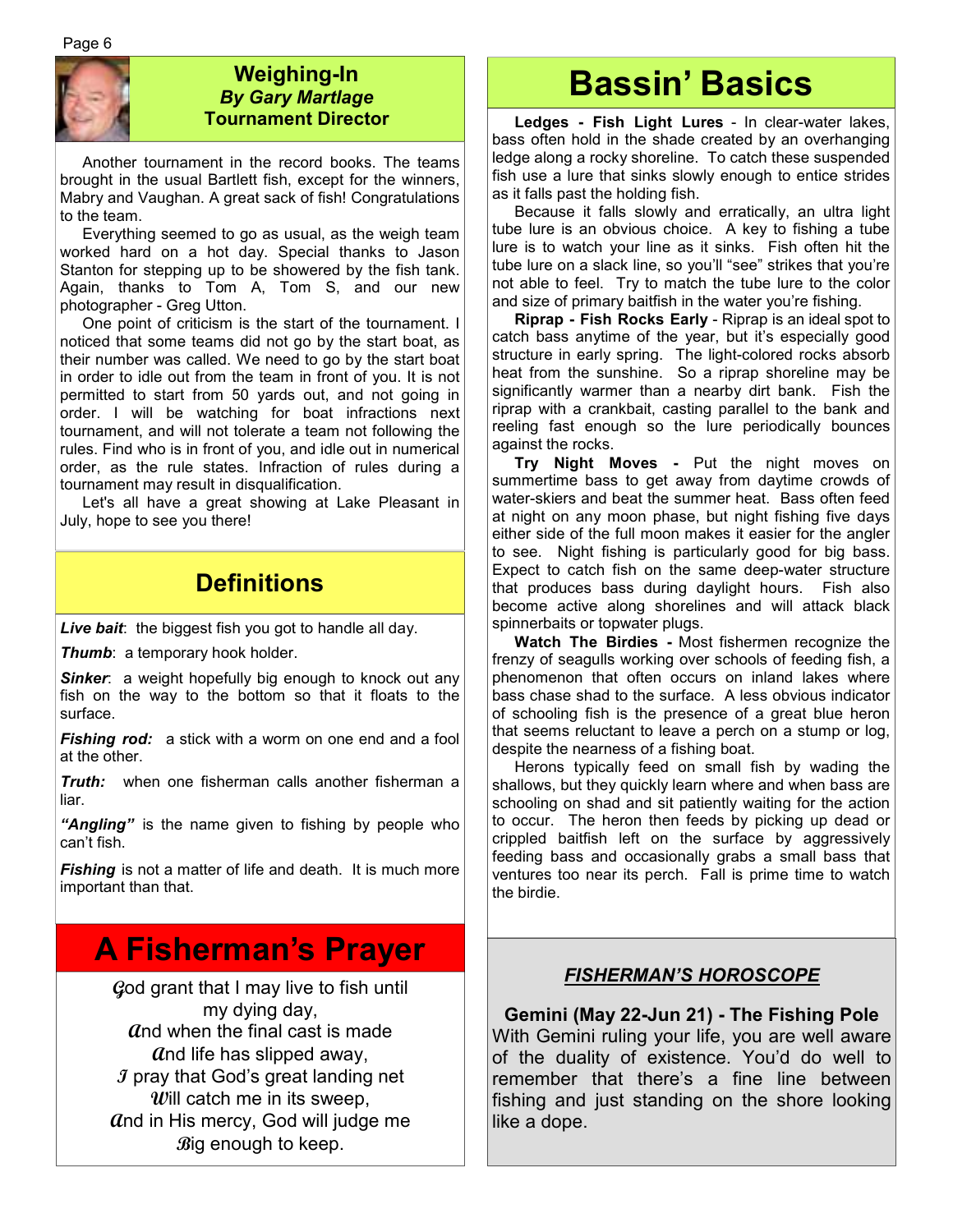## Weighing-In
### *By Gary Martlage*
### Tournament Director

Another tournament in the record books. The teams brought in the usual Bartlett fish, except for the winners, Mabry and Vaughan. A great sack of fish! Congratulations to the team.

Everything seemed to go as usual, as the weigh team worked hard on a hot day. Special thanks to Jason Stanton for stepping up to be showered by the fish tank. Again, thanks to Tom A, Tom S, and our new photographer - Greg Utton.

One point of criticism is the start of the tournament. I noticed that some teams did not go by the start boat, as their number was called. We need to go by the start boat in order to idle out from the team in front of you. It is not permitted to start from 50 yards out, and not going in order. I will be watching for boat infractions next tournament, and will not tolerate a team not following the rules. Find who is in front of you, and idle out in numerical order, as the rule states. Infraction of rules during a tournament may result in disqualification.

Let's all have a great showing at Lake Pleasant in July, hope to see you there!

## Definitions

***Live bait***: the biggest fish you got to handle all day.

***Thumb***: a temporary hook holder.

***Sinker***: a weight hopefully big enough to knock out any fish on the way to the bottom so that it floats to the surface.

***Fishing rod:*** a stick with a worm on one end and a fool at the other.

***Truth:*** when one fisherman calls another fisherman a liar.

***"Angling"*** is the name given to fishing by people who can't fish.

***Fishing*** is not a matter of life and death. It is much more important than that.

## A Fisherman's Prayer

God grant that I may live to fish until
my dying day,
And when the final cast is made
And life has slipped away,
I pray that God's great landing net
Will catch me in its sweep,
And in His mercy, God will judge me
Big enough to keep.

# Bassin' Basics

**Ledges - Fish Light Lures** - In clear-water lakes, bass often hold in the shade created by an overhanging ledge along a rocky shoreline. To catch these suspended fish use a lure that sinks slowly enough to entice strides as it falls past the holding fish.

Because it falls slowly and erratically, an ultra light tube lure is an obvious choice. A key to fishing a tube lure is to watch your line as it sinks. Fish often hit the tube lure on a slack line, so you'll "see" strikes that you're not able to feel. Try to match the tube lure to the color and size of primary baitfish in the water you're fishing.

**Riprap - Fish Rocks Early** - Riprap is an ideal spot to catch bass anytime of the year, but it's especially good structure in early spring. The light-colored rocks absorb heat from the sunshine. So a riprap shoreline may be significantly warmer than a nearby dirt bank. Fish the riprap with a crankbait, casting parallel to the bank and reeling fast enough so the lure periodically bounces against the rocks.

**Try Night Moves -** Put the night moves on summertime bass to get away from daytime crowds of water-skiers and beat the summer heat. Bass often feed at night on any moon phase, but night fishing five days either side of the full moon makes it easier for the angler to see. Night fishing is particularly good for big bass. Expect to catch fish on the same deep-water structure that produces bass during daylight hours. Fish also become active along shorelines and will attack black spinnerbaits or topwater plugs.

**Watch The Birdies -** Most fishermen recognize the frenzy of seagulls working over schools of feeding fish, a phenomenon that often occurs on inland lakes where bass chase shad to the surface. A less obvious indicator of schooling fish is the presence of a great blue heron that seems reluctant to leave a perch on a stump or log, despite the nearness of a fishing boat.

Herons typically feed on small fish by wading the shallows, but they quickly learn where and when bass are schooling on shad and sit patiently waiting for the action to occur. The heron then feeds by picking up dead or crippled baitfish left on the surface by aggressively feeding bass and occasionally grabs a small bass that ventures too near its perch. Fall is prime time to watch the birdie.

### *FISHERMAN'S HOROSCOPE*

**Gemini (May 22-Jun 21) - The Fishing Pole**
With Gemini ruling your life, you are well aware of the duality of existence. You'd do well to remember that there's a fine line between fishing and just standing on the shore looking like a dope.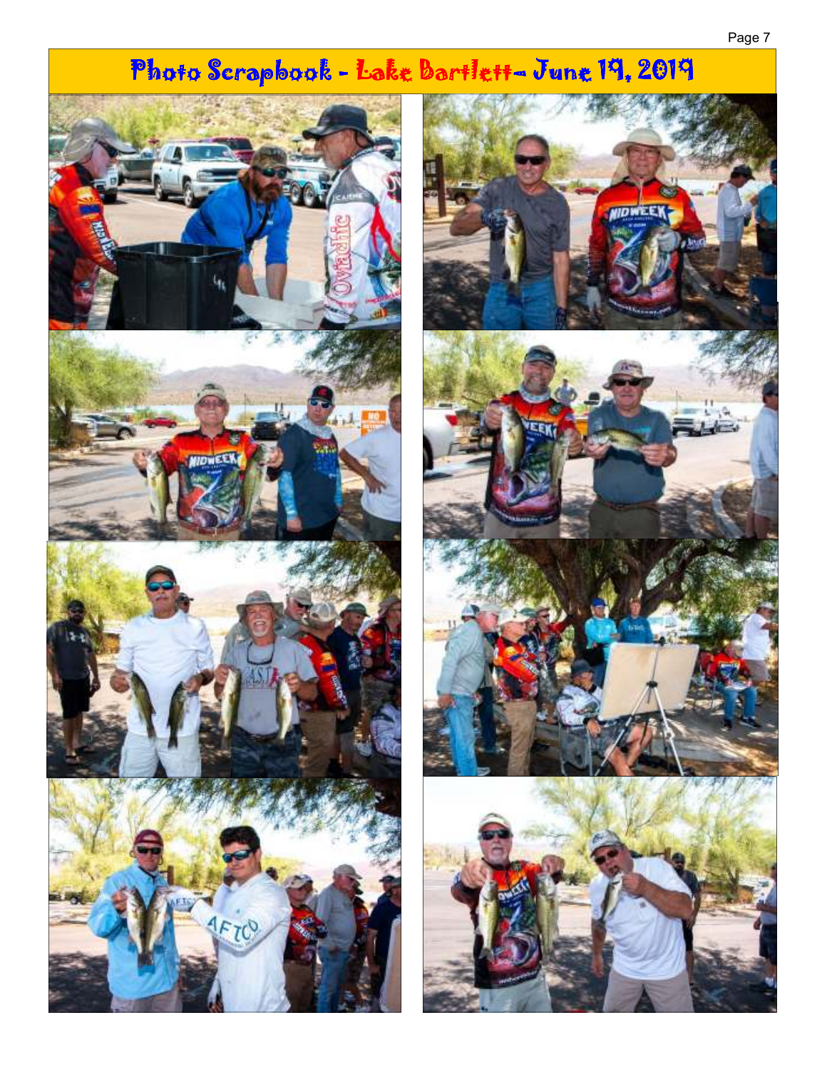# Photo Scrapbook - Lake Bartlett- June 19, 2019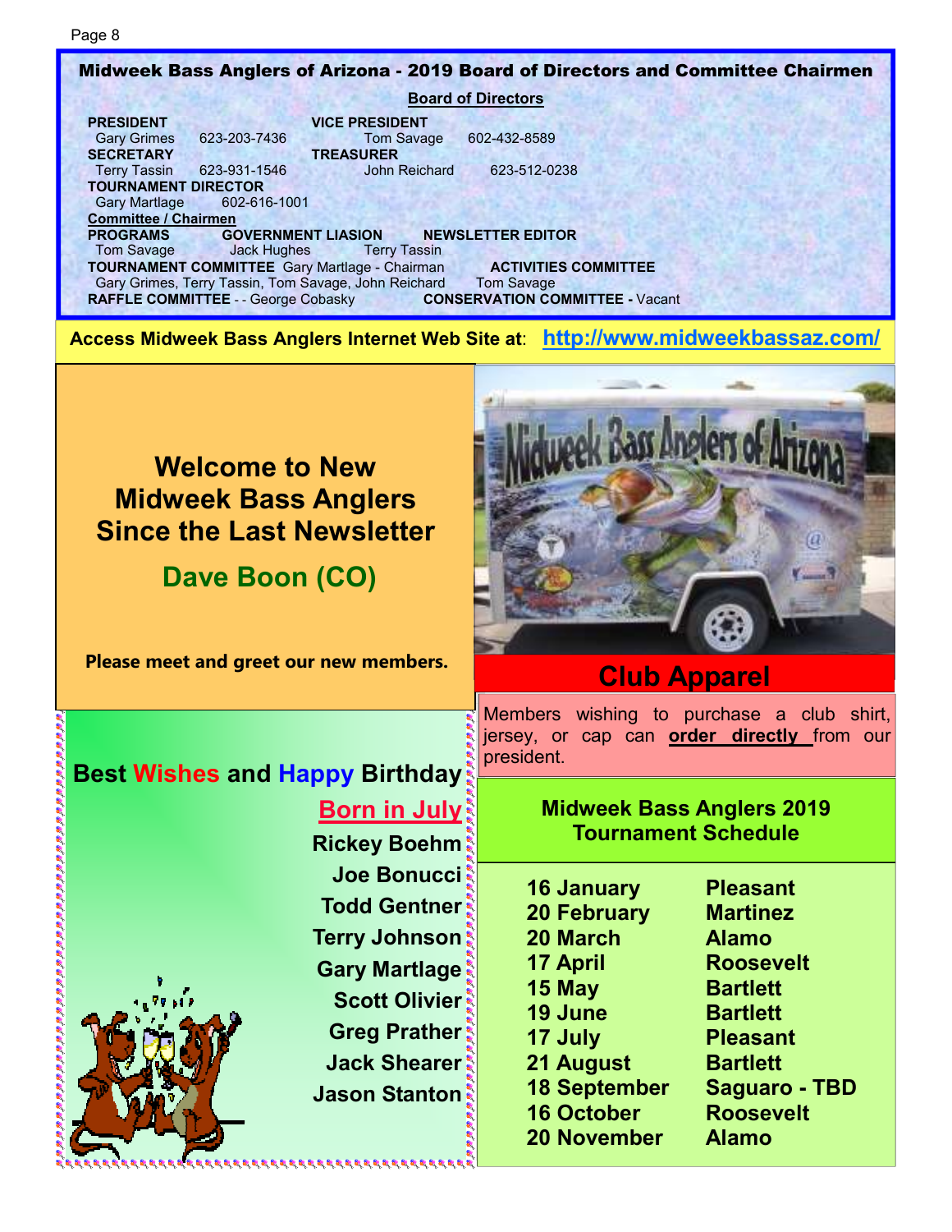## Midweek Bass Anglers of Arizona - 2019 Board of Directors and Committee Chairmen

### Board of Directors

**PRESIDENT**
Gary Grimes 623-203-7436

**VICE PRESIDENT**
Tom Savage 602-432-8589

**SECRETARY**
Terry Tassin 623-931-1546

**TREASURER**
John Reichard 623-512-0238

**TOURNAMENT DIRECTOR**
Gary Martlage 602-616-1001

### Committee / Chairmen

**PROGRAMS**
Tom Savage

**GOVERNMENT LIASION**
Jack Hughes

**NEWSLETTER EDITOR**
Terry Tassin

**TOURNAMENT COMMITTEE** Gary Martlage - Chairman
Gary Grimes, Terry Tassin, Tom Savage, John Reichard

**ACTIVITIES COMMITTEE**
Tom Savage

**RAFFLE COMMITTEE** - - George Cobasky

**CONSERVATION COMMITTEE** - Vacant

**Access Midweek Bass Anglers Internet Web Site at**: http://www.midweekbassaz.com/

## Welcome to New Midweek Bass Anglers Since the Last Newsletter

**Dave Boon (CO)**

**Please meet and greet our new members.**

## Club Apparel

Members wishing to purchase a club shirt, jersey, or cap can **order directly** from our president.

## Best Wishes and Happy Birthday

**Born in July**

- Rickey Boehm
- Joe Bonucci
- Todd Gentner
- Terry Johnson
- Gary Martlage
- Scott Olivier
- Greg Prather
- Jack Shearer
- Jason Stanton

## Midweek Bass Anglers 2019 Tournament Schedule

| | |
|---|---|
| 16 January | Pleasant |
| 20 February | Martinez |
| 20 March | Alamo |
| 17 April | Roosevelt |
| 15 May | Bartlett |
| 19 June | Bartlett |
| 17 July | Pleasant |
| 21 August | Bartlett |
| 18 September | Saguaro - TBD |
| 16 October | Roosevelt |
| 20 November | Alamo |